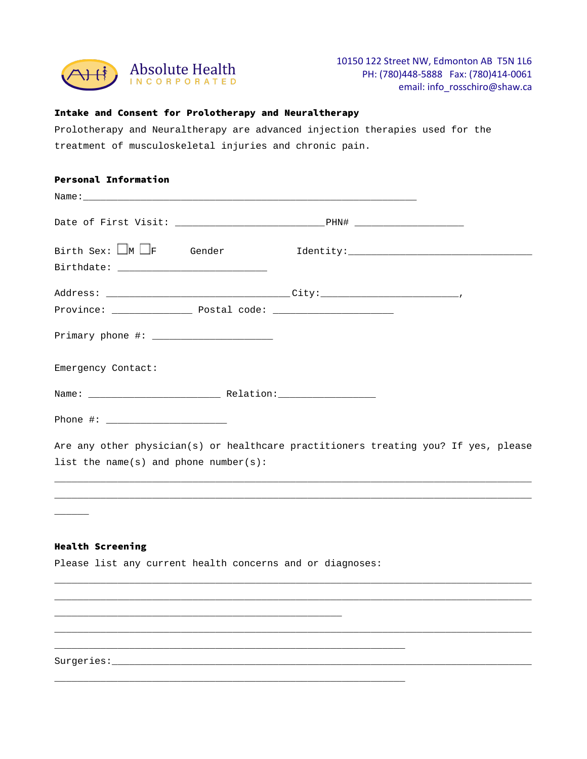Absolute Health INCORPORATED

10150 122 Street NW, Edmonton AB T5N 1L6
PH: (780)448-5888 Fax: (780)414-0061
email: info_rosschiro@shaw.ca

**Intake and Consent for Prolotherapy and Neuraltherapy**

Prolotherapy and Neuraltherapy are advanced injection therapies used for the treatment of musculoskeletal injuries and chronic pain.

**Personal Information**

Name:______________________________________________________

Date of First Visit: _________________________PHN# __________________

Birth Sex: ☐M ☐F Gender Identity:______________________________

Birthdate: _________________________

Address: _______________________________City:_______________________,

Province: _____________ Postal code: ____________________

Primary phone #: ____________________

Emergency Contact:

Name: ______________________ Relation:________________

Phone #: ____________________

Are any other physician(s) or healthcare practitioners treating you? If yes, please list the name(s) and phone number(s):

_______________________________________________________________________________

_______________________________________________________________________________

______

**Health Screening**

Please list any current health concerns and or diagnoses:

_______________________________________________________________________________

_______________________________________________________________________________

________________________________________________

_______________________________________________________________________________

__________________________________________________________

Surgeries:_____________________________________________________________________

__________________________________________________________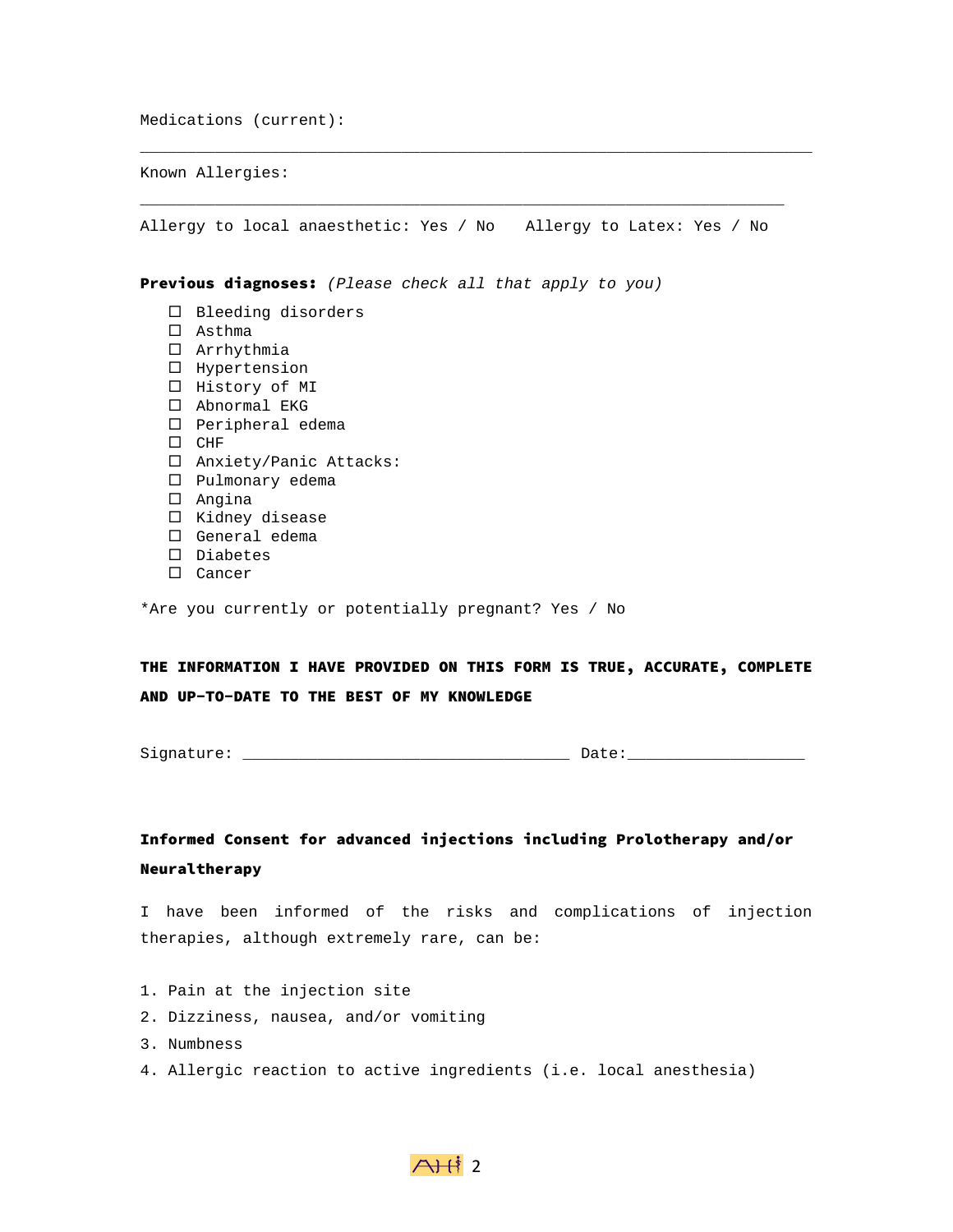Medications (current):

_______________________________________________________________________

Known Allergies:

_______________________________________________________________________

Allergy to local anaesthetic: Yes / No    Allergy to Latex: Yes / No

**Previous diagnoses:** *(Please check all that apply to you)*

- ☐ Bleeding disorders
- ☐ Asthma
- ☐ Arrhythmia
- ☐ Hypertension
- ☐ History of MI
- ☐ Abnormal EKG
- ☐ Peripheral edema
- ☐ CHF
- ☐ Anxiety/Panic Attacks:
- ☐ Pulmonary edema
- ☐ Angina
- ☐ Kidney disease
- ☐ General edema
- ☐ Diabetes
- ☐ Cancer

*Are you currently or potentially pregnant? Yes / No

**THE INFORMATION I HAVE PROVIDED ON THIS FORM IS TRUE, ACCURATE, COMPLETE AND UP-TO-DATE TO THE BEST OF MY KNOWLEDGE**

Signature: ___________________________________ Date:___________________

**Informed Consent for advanced injections including Prolotherapy and/or Neuraltherapy**

I have been informed of the risks and complications of injection therapies, although extremely rare, can be:

1. Pain at the injection site
2. Dizziness, nausea, and/or vomiting
3. Numbness
4. Allergic reaction to active ingredients (i.e. local anesthesia)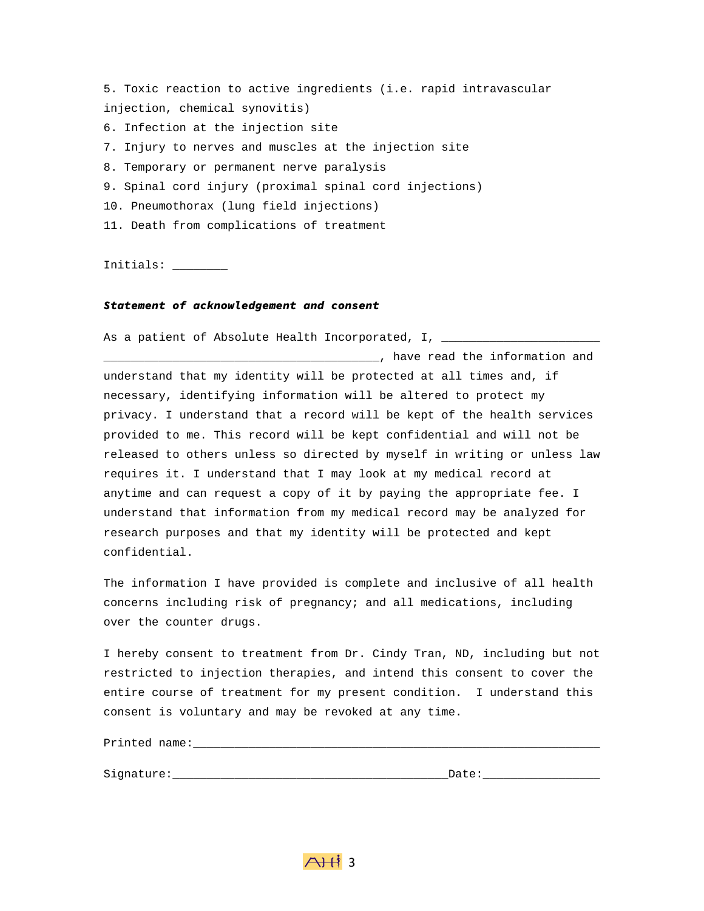5. Toxic reaction to active ingredients (i.e. rapid intravascular injection, chemical synovitis)
6. Infection at the injection site
7. Injury to nerves and muscles at the injection site
8. Temporary or permanent nerve paralysis
9. Spinal cord injury (proximal spinal cord injections)
10. Pneumothorax (lung field injections)
11. Death from complications of treatment

Initials: ________

***Statement of acknowledgement and consent***

As a patient of Absolute Health Incorporated, I, _______________________ _______________________________________, have read the information and understand that my identity will be protected at all times and, if necessary, identifying information will be altered to protect my privacy. I understand that a record will be kept of the health services provided to me. This record will be kept confidential and will not be released to others unless so directed by myself in writing or unless law requires it. I understand that I may look at my medical record at anytime and can request a copy of it by paying the appropriate fee. I understand that information from my medical record may be analyzed for research purposes and that my identity will be protected and kept confidential.

The information I have provided is complete and inclusive of all health concerns including risk of pregnancy; and all medications, including over the counter drugs.

I hereby consent to treatment from Dr. Cindy Tran, ND, including but not restricted to injection therapies, and intend this consent to cover the entire course of treatment for my present condition. I understand this consent is voluntary and may be revoked at any time.

Printed name:___________________________________________________________

Signature:________________________________________Date:_________________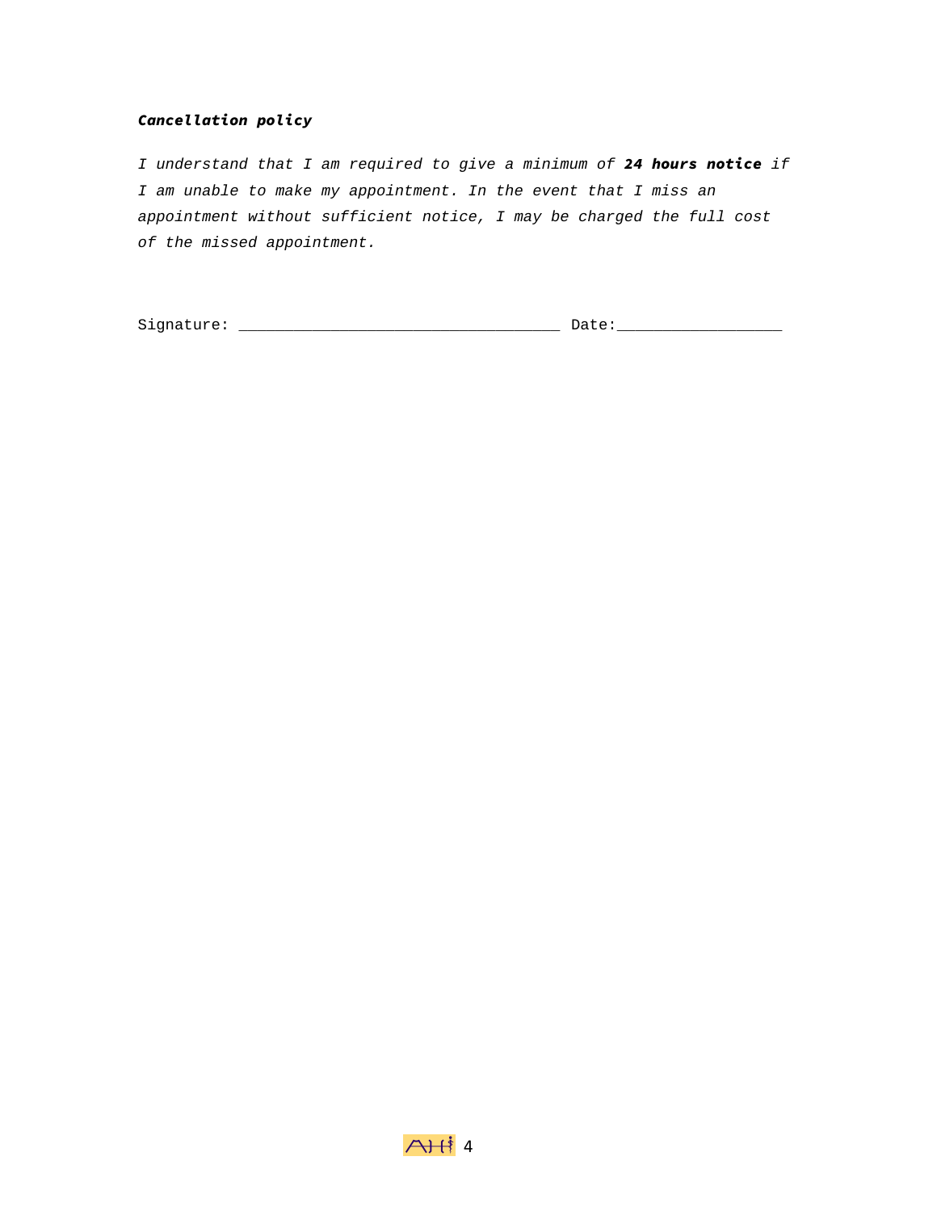***Cancellation policy***

*I understand that I am required to give a minimum of **24 hours notice** if I am unable to make my appointment. In the event that I miss an appointment without sufficient notice, I may be charged the full cost of the missed appointment.*

Signature: ___________________________________ Date:__________________